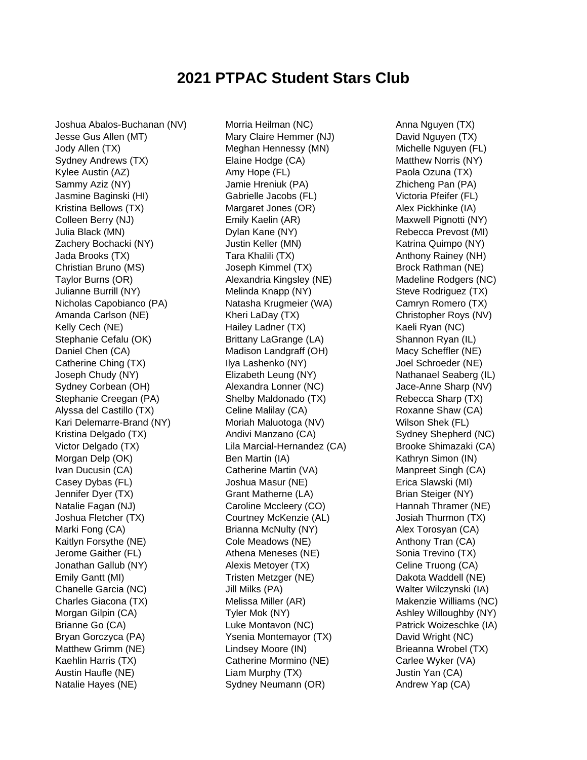# 2021 PTPAC Student Stars Club

Joshua Abalos-Buchanan (NV)
Jesse Gus Allen (MT)
Jody Allen (TX)
Sydney Andrews (TX)
Kylee Austin (AZ)
Sammy Aziz (NY)
Jasmine Baginski (HI)
Kristina Bellows (TX)
Colleen Berry (NJ)
Julia Black (MN)
Zachery Bochacki (NY)
Jada Brooks (TX)
Christian Bruno (MS)
Taylor Burns (OR)
Julianne Burrill (NY)
Nicholas Capobianco (PA)
Amanda Carlson (NE)
Kelly Cech (NE)
Stephanie Cefalu (OK)
Daniel Chen (CA)
Catherine Ching (TX)
Joseph Chudy (NY)
Sydney Corbean (OH)
Stephanie Creegan (PA)
Alyssa del Castillo (TX)
Kari Delemarre-Brand (NY)
Kristina Delgado (TX)
Victor Delgado (TX)
Morgan Delp (OK)
Ivan Ducusin (CA)
Casey Dybas (FL)
Jennifer Dyer (TX)
Natalie Fagan (NJ)
Joshua Fletcher (TX)
Marki Fong (CA)
Kaitlyn Forsythe (NE)
Jerome Gaither (FL)
Jonathan Gallub (NY)
Emily Gantt (MI)
Chanelle Garcia (NC)
Charles Giacona (TX)
Morgan Gilpin (CA)
Brianne Go (CA)
Bryan Gorczyca (PA)
Matthew Grimm (NE)
Kaehlin Harris (TX)
Austin Haufle (NE)
Natalie Hayes (NE)
Morria Heilman (NC)
Mary Claire Hemmer (NJ)
Meghan Hennessy (MN)
Elaine Hodge (CA)
Amy Hope (FL)
Jamie Hreniuk (PA)
Gabrielle Jacobs (FL)
Margaret Jones (OR)
Emily Kaelin (AR)
Dylan Kane (NY)
Justin Keller (MN)
Tara Khalili (TX)
Joseph Kimmel (TX)
Alexandria Kingsley (NE)
Melinda Knapp (NY)
Natasha Krugmeier (WA)
Kheri LaDay (TX)
Hailey Ladner (TX)
Brittany LaGrange (LA)
Madison Landgraff (OH)
Ilya Lashenko (NY)
Elizabeth Leung (NY)
Alexandra Lonner (NC)
Shelby Maldonado (TX)
Celine Malilay (CA)
Moriah Maluotoga (NV)
Andivi Manzano (CA)
Lila Marcial-Hernandez (CA)
Ben Martin (IA)
Catherine Martin (VA)
Joshua Masur (NE)
Grant Matherne (LA)
Caroline Mccleery (CO)
Courtney McKenzie (AL)
Brianna McNulty (NY)
Cole Meadows (NE)
Athena Meneses (NE)
Alexis Metoyer (TX)
Tristen Metzger (NE)
Jill Milks (PA)
Melissa Miller (AR)
Tyler Mok (NY)
Luke Montavon (NC)
Ysenia Montemayor (TX)
Lindsey Moore (IN)
Catherine Mormino (NE)
Liam Murphy (TX)
Sydney Neumann (OR)
Anna Nguyen (TX)
David Nguyen (TX)
Michelle Nguyen (FL)
Matthew Norris (NY)
Paola Ozuna (TX)
Zhicheng Pan (PA)
Victoria Pfeifer (FL)
Alex Pickhinke (IA)
Maxwell Pignotti (NY)
Rebecca Prevost (MI)
Katrina Quimpo (NY)
Anthony Rainey (NH)
Brock Rathman (NE)
Madeline Rodgers (NC)
Steve Rodriguez (TX)
Camryn Romero (TX)
Christopher Roys (NV)
Kaeli Ryan (NC)
Shannon Ryan (IL)
Macy Scheffler (NE)
Joel Schroeder (NE)
Nathanael Seaberg (IL)
Jace-Anne Sharp (NV)
Rebecca Sharp (TX)
Roxanne Shaw (CA)
Wilson Shek (FL)
Sydney Shepherd (NC)
Brooke Shimazaki (CA)
Kathryn Simon (IN)
Manpreet Singh (CA)
Erica Slawski (MI)
Brian Steiger (NY)
Hannah Thramer (NE)
Josiah Thurmon (TX)
Alex Torosyan (CA)
Anthony Tran (CA)
Sonia Trevino (TX)
Celine Truong (CA)
Dakota Waddell (NE)
Walter Wilczynski (IA)
Makenzie Williams (NC)
Ashley Willoughby (NY)
Patrick Woizeschke (IA)
David Wright (NC)
Brieanna Wrobel (TX)
Carlee Wyker (VA)
Justin Yan (CA)
Andrew Yap (CA)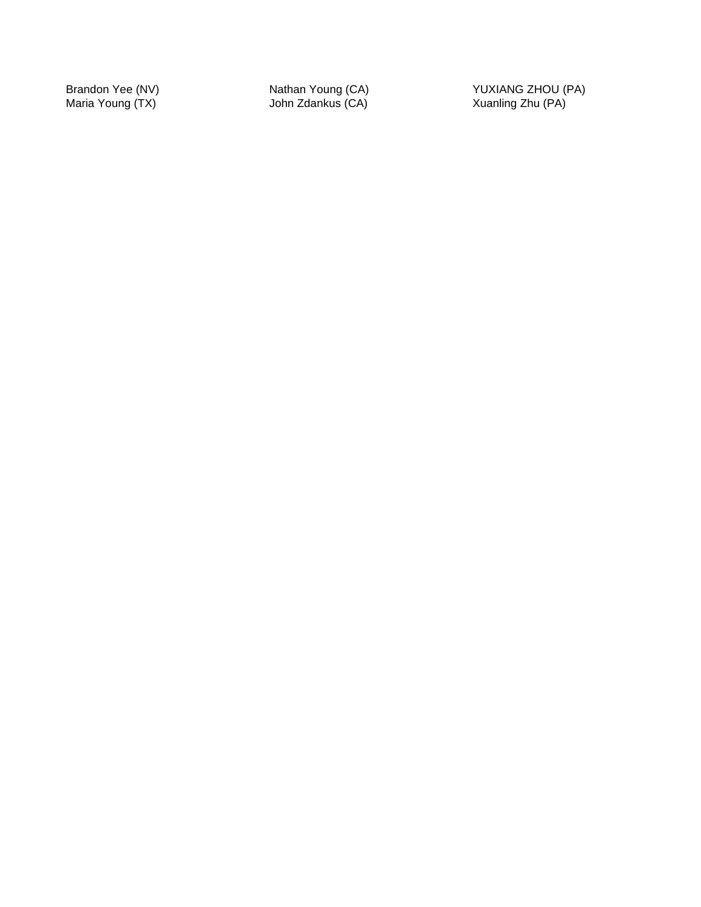Brandon Yee (NV)
Maria Young (TX)
Nathan Young (CA)
John Zdankus (CA)
YUXIANG ZHOU (PA)
Xuanling Zhu (PA)